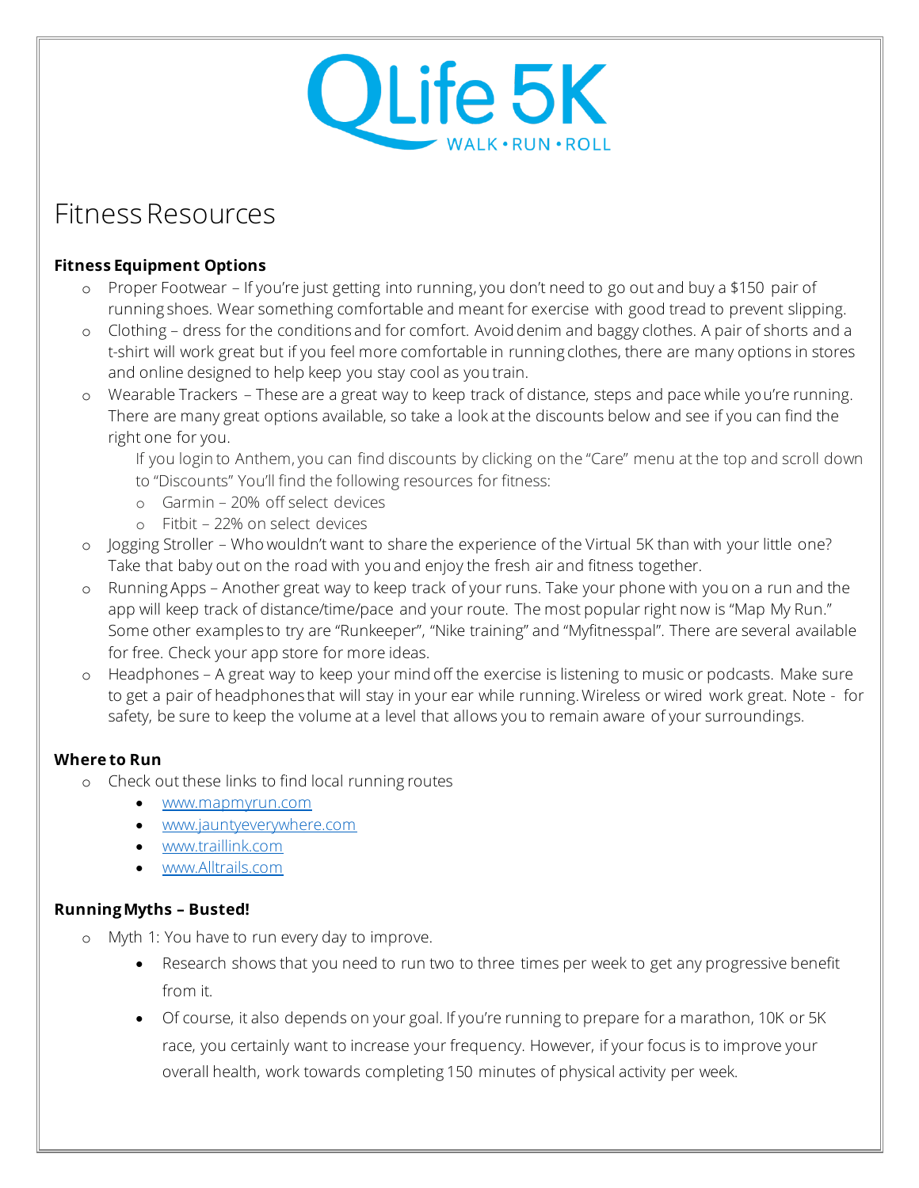QLife 5K

WALK • RUN • ROLL

# Fitness Resources

**Fitness Equipment Options**

- Proper Footwear – If you're just getting into running, you don't need to go out and buy a $150 pair of running shoes. Wear something comfortable and meant for exercise with good tread to prevent slipping.
- Clothing – dress for the conditions and for comfort. Avoid denim and baggy clothes. A pair of shorts and a t-shirt will work great but if you feel more comfortable in running clothes, there are many options in stores and online designed to help keep you stay cool as you train.
- Wearable Trackers – These are a great way to keep track of distance, steps and pace while you're running. There are many great options available, so take a look at the discounts below and see if you can find the right one for you.

  If you login to Anthem, you can find discounts by clicking on the "Care" menu at the top and scroll down to "Discounts" You'll find the following resources for fitness:
  - Garmin – 20% off select devices
  - Fitbit – 22% on select devices
- Jogging Stroller – Who wouldn't want to share the experience of the Virtual 5K than with your little one? Take that baby out on the road with you and enjoy the fresh air and fitness together.
- Running Apps – Another great way to keep track of your runs. Take your phone with you on a run and the app will keep track of distance/time/pace and your route. The most popular right now is "Map My Run." Some other examples to try are "Runkeeper", "Nike training" and "Myfitnesspal". There are several available for free. Check your app store for more ideas.
- Headphones – A great way to keep your mind off the exercise is listening to music or podcasts. Make sure to get a pair of headphones that will stay in your ear while running. Wireless or wired work great. Note - for safety, be sure to keep the volume at a level that allows you to remain aware of your surroundings.

**Where to Run**

- Check out these links to find local running routes
  - www.mapmyrun.com
  - www.jauntyeverywhere.com
  - www.traillink.com
  - www.Alltrails.com

**Running Myths – Busted!**

- Myth 1: You have to run every day to improve.
  - Research shows that you need to run two to three times per week to get any progressive benefit from it.
  - Of course, it also depends on your goal. If you're running to prepare for a marathon, 10K or 5K race, you certainly want to increase your frequency. However, if your focus is to improve your overall health, work towards completing 150 minutes of physical activity per week.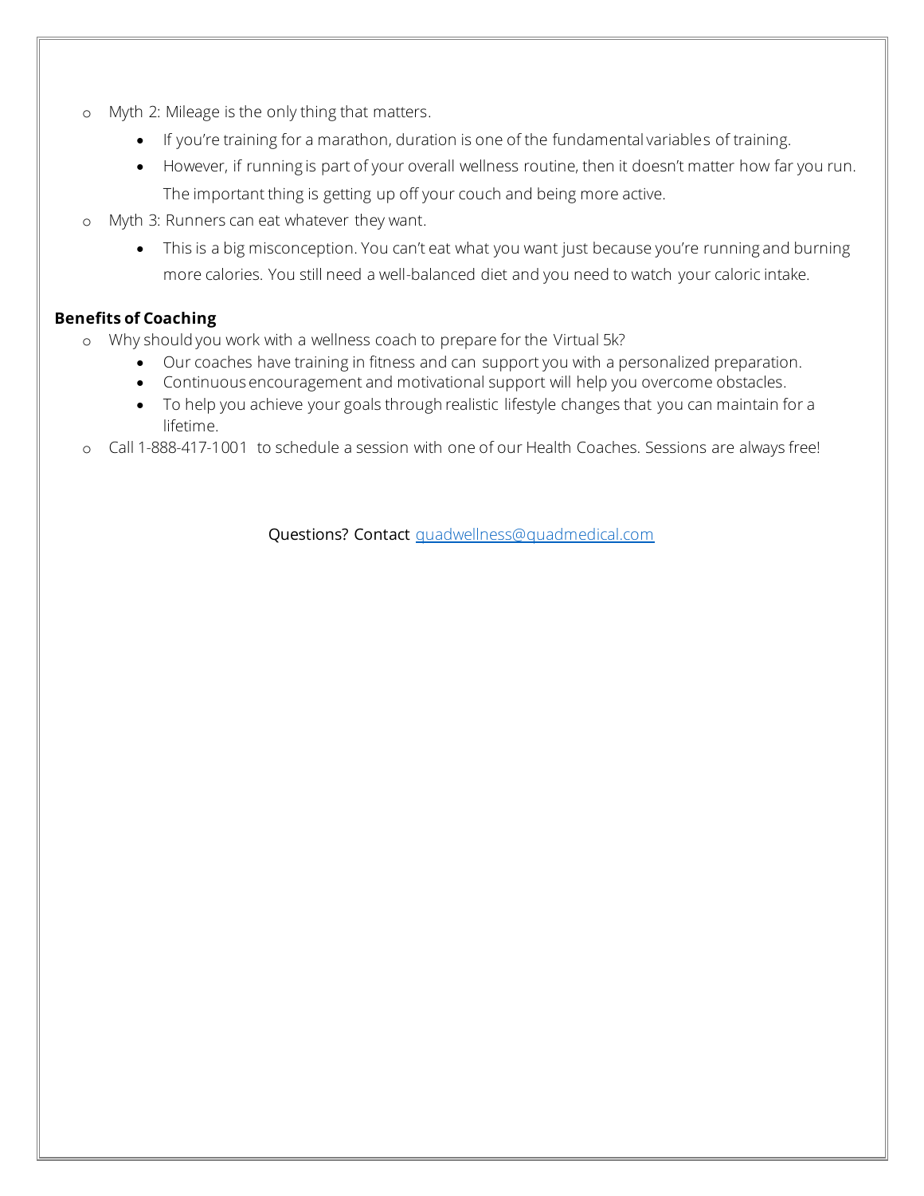- Myth 2: Mileage is the only thing that matters.
  - If you're training for a marathon, duration is one of the fundamental variables of training.
  - However, if running is part of your overall wellness routine, then it doesn't matter how far you run. The important thing is getting up off your couch and being more active.
- Myth 3: Runners can eat whatever they want.
  - This is a big misconception. You can't eat what you want just because you're running and burning more calories. You still need a well-balanced diet and you need to watch your caloric intake.

**Benefits of Coaching**

- Why should you work with a wellness coach to prepare for the Virtual 5k?
  - Our coaches have training in fitness and can support you with a personalized preparation.
  - Continuous encouragement and motivational support will help you overcome obstacles.
  - To help you achieve your goals through realistic lifestyle changes that you can maintain for a lifetime.
- Call 1-888-417-1001 to schedule a session with one of our Health Coaches. Sessions are always free!

Questions? Contact [quadwellness@quadmedical.com](mailto:quadwellness@quadmedical.com)